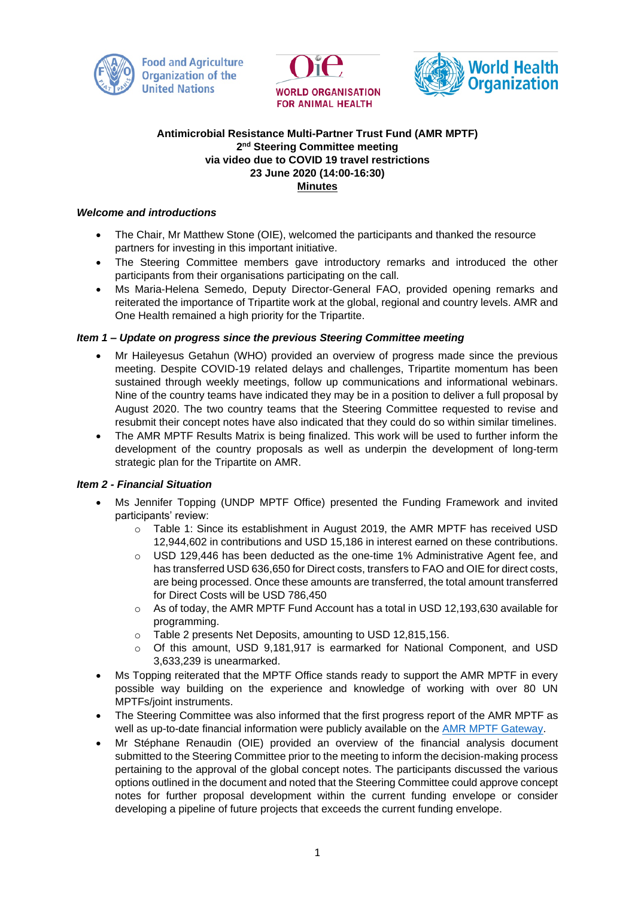Food and Agriculture Organization of the United Nations

WORLD ORGANISATION FOR ANIMAL HEALTH

World Health Organization

**Antimicrobial Resistance Multi-Partner Trust Fund (AMR MPTF)**
**2nd Steering Committee meeting**
**via video due to COVID 19 travel restrictions**
**23 June 2020 (14:00-16:30)**
**Minutes**

***Welcome and introductions***

- The Chair, Mr Matthew Stone (OIE), welcomed the participants and thanked the resource partners for investing in this important initiative.
- The Steering Committee members gave introductory remarks and introduced the other participants from their organisations participating on the call.
- Ms Maria-Helena Semedo, Deputy Director-General FAO, provided opening remarks and reiterated the importance of Tripartite work at the global, regional and country levels. AMR and One Health remained a high priority for the Tripartite.

***Item 1 – Update on progress since the previous Steering Committee meeting***

- Mr Haileyesus Getahun (WHO) provided an overview of progress made since the previous meeting. Despite COVID-19 related delays and challenges, Tripartite momentum has been sustained through weekly meetings, follow up communications and informational webinars. Nine of the country teams have indicated they may be in a position to deliver a full proposal by August 2020. The two country teams that the Steering Committee requested to revise and resubmit their concept notes have also indicated that they could do so within similar timelines.
- The AMR MPTF Results Matrix is being finalized. This work will be used to further inform the development of the country proposals as well as underpin the development of long-term strategic plan for the Tripartite on AMR.

***Item 2 - Financial Situation***

- Ms Jennifer Topping (UNDP MPTF Office) presented the Funding Framework and invited participants' review:
    - Table 1: Since its establishment in August 2019, the AMR MPTF has received USD 12,944,602 in contributions and USD 15,186 in interest earned on these contributions.
    - USD 129,446 has been deducted as the one-time 1% Administrative Agent fee, and has transferred USD 636,650 for Direct costs, transfers to FAO and OIE for direct costs, are being processed. Once these amounts are transferred, the total amount transferred for Direct Costs will be USD 786,450
    - As of today, the AMR MPTF Fund Account has a total in USD 12,193,630 available for programming.
    - Table 2 presents Net Deposits, amounting to USD 12,815,156.
    - Of this amount, USD 9,181,917 is earmarked for National Component, and USD 3,633,239 is unearmarked.
- Ms Topping reiterated that the MPTF Office stands ready to support the AMR MPTF in every possible way building on the experience and knowledge of working with over 80 UN MPTFs/joint instruments.
- The Steering Committee was also informed that the first progress report of the AMR MPTF as well as up-to-date financial information were publicly available on the AMR MPTF Gateway.
- Mr Stéphane Renaudin (OIE) provided an overview of the financial analysis document submitted to the Steering Committee prior to the meeting to inform the decision-making process pertaining to the approval of the global concept notes. The participants discussed the various options outlined in the document and noted that the Steering Committee could approve concept notes for further proposal development within the current funding envelope or consider developing a pipeline of future projects that exceeds the current funding envelope.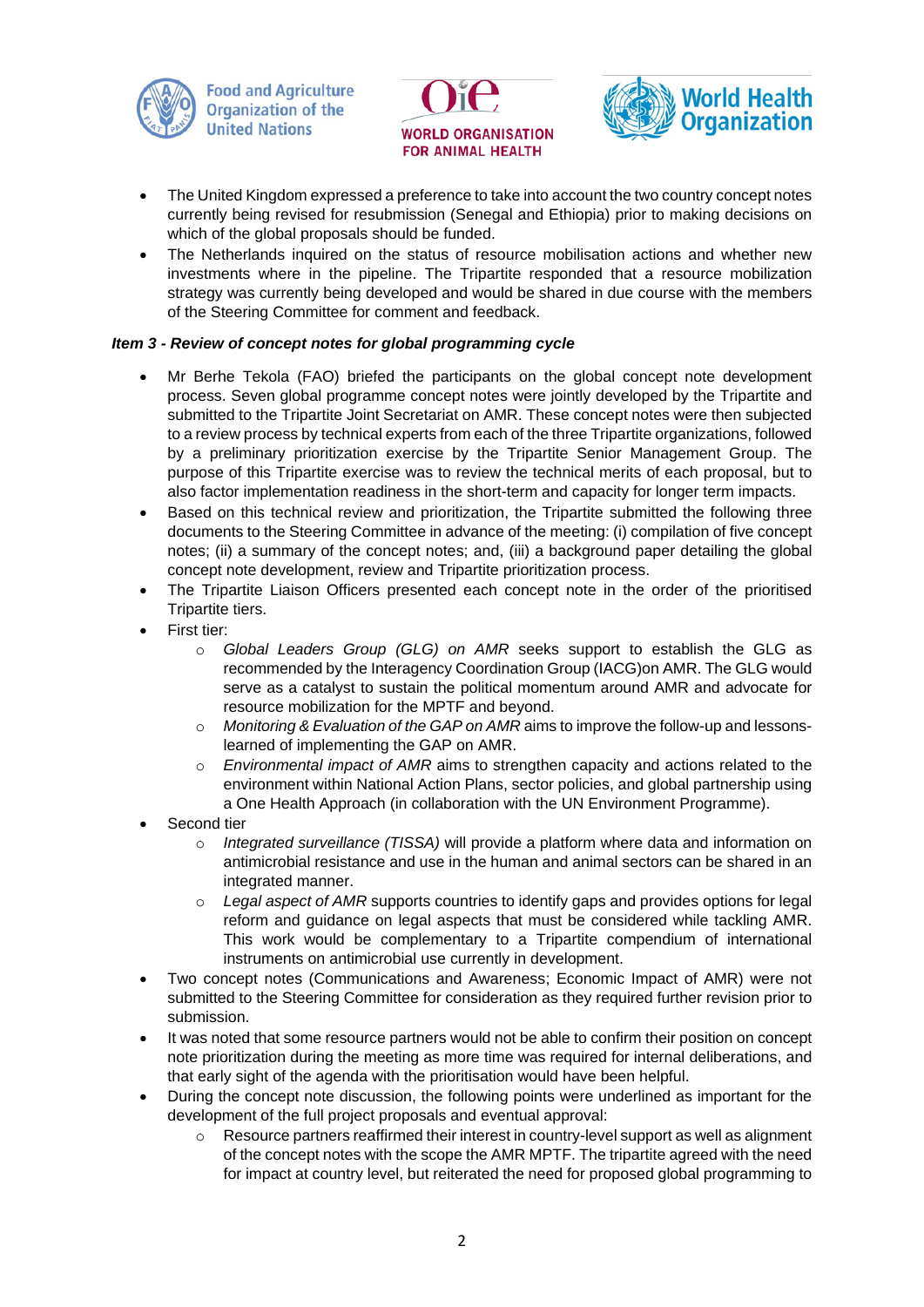- The United Kingdom expressed a preference to take into account the two country concept notes currently being revised for resubmission (Senegal and Ethiopia) prior to making decisions on which of the global proposals should be funded.
- The Netherlands inquired on the status of resource mobilisation actions and whether new investments where in the pipeline. The Tripartite responded that a resource mobilization strategy was currently being developed and would be shared in due course with the members of the Steering Committee for comment and feedback.

***Item 3 - Review of concept notes for global programming cycle***

- Mr Berhe Tekola (FAO) briefed the participants on the global concept note development process. Seven global programme concept notes were jointly developed by the Tripartite and submitted to the Tripartite Joint Secretariat on AMR. These concept notes were then subjected to a review process by technical experts from each of the three Tripartite organizations, followed by a preliminary prioritization exercise by the Tripartite Senior Management Group. The purpose of this Tripartite exercise was to review the technical merits of each proposal, but to also factor implementation readiness in the short-term and capacity for longer term impacts.
- Based on this technical review and prioritization, the Tripartite submitted the following three documents to the Steering Committee in advance of the meeting: (i) compilation of five concept notes; (ii) a summary of the concept notes; and, (iii) a background paper detailing the global concept note development, review and Tripartite prioritization process.
- The Tripartite Liaison Officers presented each concept note in the order of the prioritised Tripartite tiers.
- First tier:
    - *Global Leaders Group (GLG) on AMR* seeks support to establish the GLG as recommended by the Interagency Coordination Group (IACG)on AMR. The GLG would serve as a catalyst to sustain the political momentum around AMR and advocate for resource mobilization for the MPTF and beyond.
    - *Monitoring & Evaluation of the GAP on AMR* aims to improve the follow-up and lessons-learned of implementing the GAP on AMR.
    - *Environmental impact of AMR* aims to strengthen capacity and actions related to the environment within National Action Plans, sector policies, and global partnership using a One Health Approach (in collaboration with the UN Environment Programme).
- Second tier
    - *Integrated surveillance (TISSA)* will provide a platform where data and information on antimicrobial resistance and use in the human and animal sectors can be shared in an integrated manner.
    - *Legal aspect of AMR* supports countries to identify gaps and provides options for legal reform and guidance on legal aspects that must be considered while tackling AMR. This work would be complementary to a Tripartite compendium of international instruments on antimicrobial use currently in development.
- Two concept notes (Communications and Awareness; Economic Impact of AMR) were not submitted to the Steering Committee for consideration as they required further revision prior to submission.
- It was noted that some resource partners would not be able to confirm their position on concept note prioritization during the meeting as more time was required for internal deliberations, and that early sight of the agenda with the prioritisation would have been helpful.
- During the concept note discussion, the following points were underlined as important for the development of the full project proposals and eventual approval:
    - Resource partners reaffirmed their interest in country-level support as well as alignment of the concept notes with the scope the AMR MPTF. The tripartite agreed with the need for impact at country level, but reiterated the need for proposed global programming to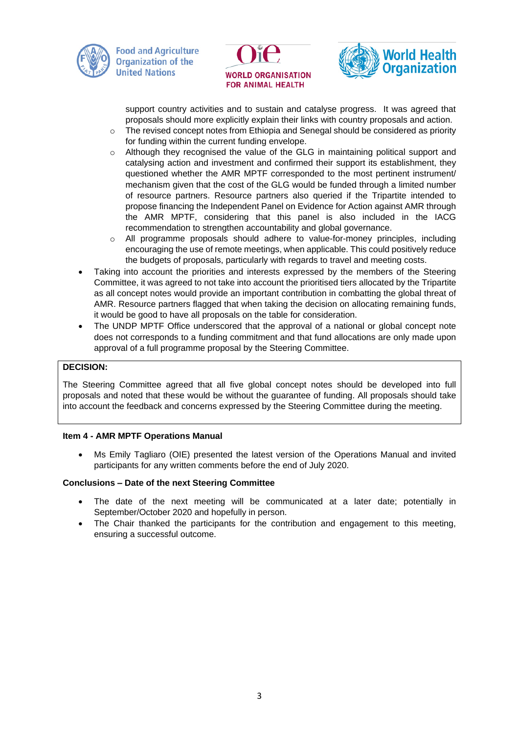support country activities and to sustain and catalyse progress. It was agreed that proposals should more explicitly explain their links with country proposals and action.

  - The revised concept notes from Ethiopia and Senegal should be considered as priority for funding within the current funding envelope.
  - Although they recognised the value of the GLG in maintaining political support and catalysing action and investment and confirmed their support its establishment, they questioned whether the AMR MPTF corresponded to the most pertinent instrument/ mechanism given that the cost of the GLG would be funded through a limited number of resource partners. Resource partners also queried if the Tripartite intended to propose financing the Independent Panel on Evidence for Action against AMR through the AMR MPTF, considering that this panel is also included in the IACG recommendation to strengthen accountability and global governance.
  - All programme proposals should adhere to value-for-money principles, including encouraging the use of remote meetings, when applicable. This could positively reduce the budgets of proposals, particularly with regards to travel and meeting costs.
- Taking into account the priorities and interests expressed by the members of the Steering Committee, it was agreed to not take into account the prioritised tiers allocated by the Tripartite as all concept notes would provide an important contribution in combatting the global threat of AMR. Resource partners flagged that when taking the decision on allocating remaining funds, it would be good to have all proposals on the table for consideration.
- The UNDP MPTF Office underscored that the approval of a national or global concept note does not corresponds to a funding commitment and that fund allocations are only made upon approval of a full programme proposal by the Steering Committee.

**DECISION:**

The Steering Committee agreed that all five global concept notes should be developed into full proposals and noted that these would be without the guarantee of funding. All proposals should take into account the feedback and concerns expressed by the Steering Committee during the meeting.

**Item 4 - AMR MPTF Operations Manual**

- Ms Emily Tagliaro (OIE) presented the latest version of the Operations Manual and invited participants for any written comments before the end of July 2020.

**Conclusions – Date of the next Steering Committee**

- The date of the next meeting will be communicated at a later date; potentially in September/October 2020 and hopefully in person.
- The Chair thanked the participants for the contribution and engagement to this meeting, ensuring a successful outcome.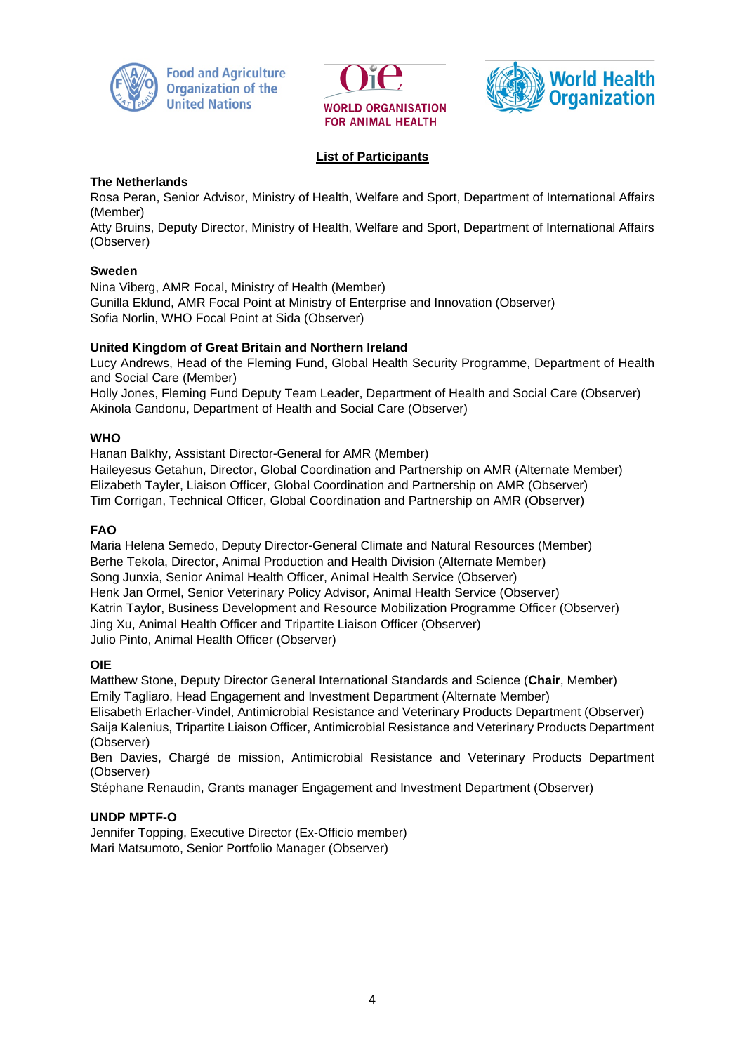## List of Participants

**The Netherlands**
Rosa Peran, Senior Advisor, Ministry of Health, Welfare and Sport, Department of International Affairs (Member)
Atty Bruins, Deputy Director, Ministry of Health, Welfare and Sport, Department of International Affairs (Observer)

**Sweden**
Nina Viberg, AMR Focal, Ministry of Health (Member)
Gunilla Eklund, AMR Focal Point at Ministry of Enterprise and Innovation (Observer)
Sofia Norlin, WHO Focal Point at Sida (Observer)

**United Kingdom of Great Britain and Northern Ireland**
Lucy Andrews, Head of the Fleming Fund, Global Health Security Programme, Department of Health and Social Care (Member)
Holly Jones, Fleming Fund Deputy Team Leader, Department of Health and Social Care (Observer)
Akinola Gandonu, Department of Health and Social Care (Observer)

**WHO**
Hanan Balkhy, Assistant Director-General for AMR (Member)
Haileyesus Getahun, Director, Global Coordination and Partnership on AMR (Alternate Member)
Elizabeth Tayler, Liaison Officer, Global Coordination and Partnership on AMR (Observer)
Tim Corrigan, Technical Officer, Global Coordination and Partnership on AMR (Observer)

**FAO**
Maria Helena Semedo, Deputy Director-General Climate and Natural Resources (Member)
Berhe Tekola, Director, Animal Production and Health Division (Alternate Member)
Song Junxia, Senior Animal Health Officer, Animal Health Service (Observer)
Henk Jan Ormel, Senior Veterinary Policy Advisor, Animal Health Service (Observer)
Katrin Taylor, Business Development and Resource Mobilization Programme Officer (Observer)
Jing Xu, Animal Health Officer and Tripartite Liaison Officer (Observer)
Julio Pinto, Animal Health Officer (Observer)

**OIE**
Matthew Stone, Deputy Director General International Standards and Science (**Chair**, Member)
Emily Tagliaro, Head Engagement and Investment Department (Alternate Member)
Elisabeth Erlacher-Vindel, Antimicrobial Resistance and Veterinary Products Department (Observer)
Saija Kalenius, Tripartite Liaison Officer, Antimicrobial Resistance and Veterinary Products Department (Observer)
Ben Davies, Chargé de mission, Antimicrobial Resistance and Veterinary Products Department (Observer)
Stéphane Renaudin, Grants manager Engagement and Investment Department (Observer)

**UNDP MPTF-O**
Jennifer Topping, Executive Director (Ex-Officio member)
Mari Matsumoto, Senior Portfolio Manager (Observer)